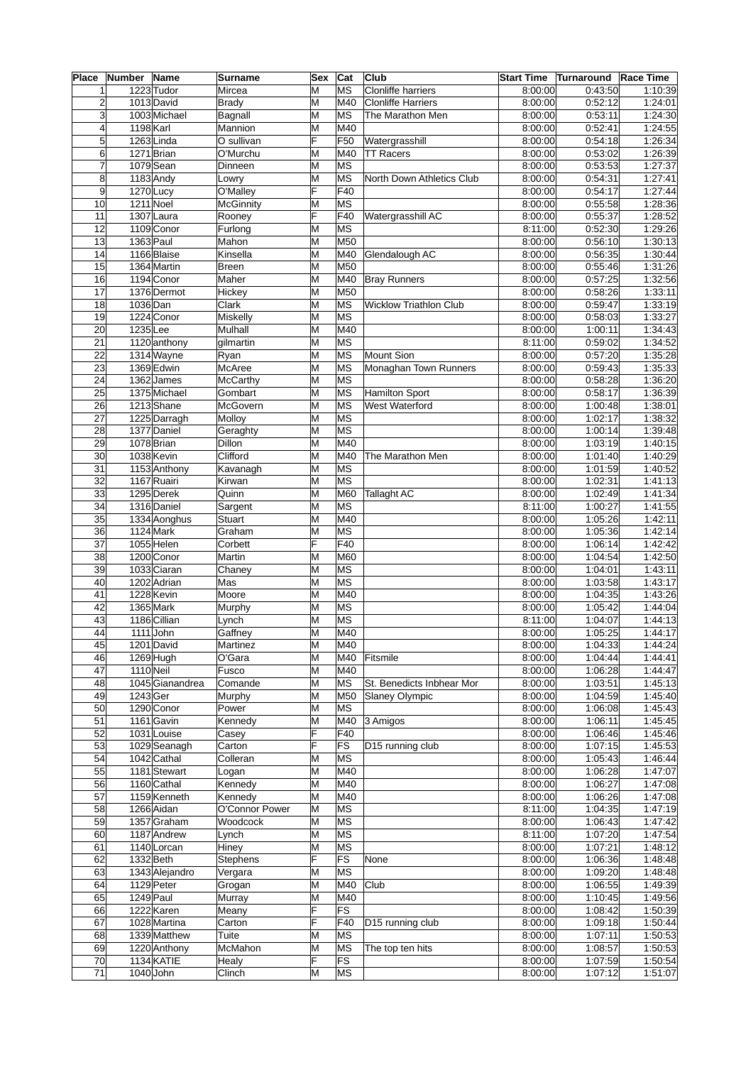| Place | Number | Name | Surname | Sex | Cat | Club | Start Time | Turnaround | Race Time |
|---|---|---|---|---|---|---|---|---|---|
| 1 | 1223 | Tudor | Mircea | M | MS | Clonliffe harriers | 8:00:00 | 0:43:50 | 1:10:39 |
| 2 | 1013 | David | Brady | M | M40 | Clonliffe Harriers | 8:00:00 | 0:52:12 | 1:24:01 |
| 3 | 1003 | Michael | Bagnall | M | MS | The Marathon Men | 8:00:00 | 0:53:11 | 1:24:30 |
| 4 | 1198 | Karl | Mannion | M | M40 | | 8:00:00 | 0:52:41 | 1:24:55 |
| 5 | 1263 | Linda | O sullivan | F | F50 | Watergrasshill | 8:00:00 | 0:54:18 | 1:26:34 |
| 6 | 1271 | Brian | O'Murchu | M | M40 | TT Racers | 8:00:00 | 0:53:02 | 1:26:39 |
| 7 | 1079 | Sean | Dinneen | M | MS | | 8:00:00 | 0:53:53 | 1:27:37 |
| 8 | 1183 | Andy | Lowry | M | MS | North Down Athletics Club | 8:00:00 | 0:54:31 | 1:27:41 |
| 9 | 1270 | Lucy | O'Malley | F | F40 | | 8:00:00 | 0:54:17 | 1:27:44 |
| 10 | 1211 | Noel | McGinnity | M | MS | | 8:00:00 | 0:55:58 | 1:28:36 |
| 11 | 1307 | Laura | Rooney | F | F40 | Watergrasshill AC | 8:00:00 | 0:55:37 | 1:28:52 |
| 12 | 1109 | Conor | Furlong | M | MS | | 8:11:00 | 0:52:30 | 1:29:26 |
| 13 | 1363 | Paul | Mahon | M | M50 | | 8:00:00 | 0:56:10 | 1:30:13 |
| 14 | 1166 | Blaise | Kinsella | M | M40 | Glendalough AC | 8:00:00 | 0:56:35 | 1:30:44 |
| 15 | 1364 | Martin | Breen | M | M50 | | 8:00:00 | 0:55:46 | 1:31:26 |
| 16 | 1194 | Conor | Maher | M | M40 | Bray Runners | 8:00:00 | 0:57:25 | 1:32:56 |
| 17 | 1376 | Dermot | Hickey | M | M50 | | 8:00:00 | 0:58:26 | 1:33:11 |
| 18 | 1036 | Dan | Clark | M | MS | Wicklow Triathlon Club | 8:00:00 | 0:59:47 | 1:33:19 |
| 19 | 1224 | Conor | Miskelly | M | MS | | 8:00:00 | 0:58:03 | 1:33:27 |
| 20 | 1235 | Lee | Mulhall | M | M40 | | 8:00:00 | 1:00:11 | 1:34:43 |
| 21 | 1120 | anthony | gilmartin | M | MS | | 8:11:00 | 0:59:02 | 1:34:52 |
| 22 | 1314 | Wayne | Ryan | M | MS | Mount Sion | 8:00:00 | 0:57:20 | 1:35:28 |
| 23 | 1369 | Edwin | McAree | M | MS | Monaghan Town Runners | 8:00:00 | 0:59:43 | 1:35:33 |
| 24 | 1362 | James | McCarthy | M | MS | | 8:00:00 | 0:58:28 | 1:36:20 |
| 25 | 1375 | Michael | Gombart | M | MS | Hamilton Sport | 8:00:00 | 0:58:17 | 1:36:39 |
| 26 | 1213 | Shane | McGovern | M | MS | West Waterford | 8:00:00 | 1:00:48 | 1:38:01 |
| 27 | 1225 | Darragh | Molloy | M | MS | | 8:00:00 | 1:02:17 | 1:38:32 |
| 28 | 1377 | Daniel | Geraghty | M | MS | | 8:00:00 | 1:00:14 | 1:39:48 |
| 29 | 1078 | Brian | Dillon | M | M40 | | 8:00:00 | 1:03:19 | 1:40:15 |
| 30 | 1038 | Kevin | Clifford | M | M40 | The Marathon Men | 8:00:00 | 1:01:40 | 1:40:29 |
| 31 | 1153 | Anthony | Kavanagh | M | MS | | 8:00:00 | 1:01:59 | 1:40:52 |
| 32 | 1167 | Ruairi | Kirwan | M | MS | | 8:00:00 | 1:02:31 | 1:41:13 |
| 33 | 1295 | Derek | Quinn | M | M60 | Tallaght AC | 8:00:00 | 1:02:49 | 1:41:34 |
| 34 | 1316 | Daniel | Sargent | M | MS | | 8:11:00 | 1:00:27 | 1:41:55 |
| 35 | 1334 | Aonghus | Stuart | M | M40 | | 8:00:00 | 1:05:26 | 1:42:11 |
| 36 | 1124 | Mark | Graham | M | MS | | 8:00:00 | 1:05:36 | 1:42:14 |
| 37 | 1055 | Helen | Corbett | F | F40 | | 8:00:00 | 1:06:14 | 1:42:42 |
| 38 | 1200 | Conor | Martin | M | M60 | | 8:00:00 | 1:04:54 | 1:42:50 |
| 39 | 1033 | Ciaran | Chaney | M | MS | | 8:00:00 | 1:04:01 | 1:43:11 |
| 40 | 1202 | Adrian | Mas | M | MS | | 8:00:00 | 1:03:58 | 1:43:17 |
| 41 | 1228 | Kevin | Moore | M | M40 | | 8:00:00 | 1:04:35 | 1:43:26 |
| 42 | 1365 | Mark | Murphy | M | MS | | 8:00:00 | 1:05:42 | 1:44:04 |
| 43 | 1186 | Cillian | Lynch | M | MS | | 8:11:00 | 1:04:07 | 1:44:13 |
| 44 | 1111 | John | Gaffney | M | M40 | | 8:00:00 | 1:05:25 | 1:44:17 |
| 45 | 1201 | David | Martinez | M | M40 | | 8:00:00 | 1:04:33 | 1:44:24 |
| 46 | 1269 | Hugh | O'Gara | M | M40 | Fitsmile | 8:00:00 | 1:04:44 | 1:44:41 |
| 47 | 1110 | Neil | Fusco | M | M40 | | 8:00:00 | 1:06:28 | 1:44:47 |
| 48 | 1045 | Gianandrea | Comande | M | MS | St. Benedicts Inbhear Mor | 8:00:00 | 1:03:51 | 1:45:13 |
| 49 | 1243 | Ger | Murphy | M | M50 | Slaney Olympic | 8:00:00 | 1:04:59 | 1:45:40 |
| 50 | 1290 | Conor | Power | M | MS | | 8:00:00 | 1:06:08 | 1:45:43 |
| 51 | 1161 | Gavin | Kennedy | M | M40 | 3 Amigos | 8:00:00 | 1:06:11 | 1:45:45 |
| 52 | 1031 | Louise | Casey | F | F40 | | 8:00:00 | 1:06:46 | 1:45:46 |
| 53 | 1029 | Seanagh | Carton | F | FS | D15 running club | 8:00:00 | 1:07:15 | 1:45:53 |
| 54 | 1042 | Cathal | Colleran | M | MS | | 8:00:00 | 1:05:43 | 1:46:44 |
| 55 | 1181 | Stewart | Logan | M | M40 | | 8:00:00 | 1:06:28 | 1:47:07 |
| 56 | 1160 | Cathal | Kennedy | M | M40 | | 8:00:00 | 1:06:27 | 1:47:08 |
| 57 | 1159 | Kenneth | Kennedy | M | M40 | | 8:00:00 | 1:06:26 | 1:47:08 |
| 58 | 1266 | Aidan | O'Connor Power | M | MS | | 8:11:00 | 1:04:35 | 1:47:19 |
| 59 | 1357 | Graham | Woodcock | M | MS | | 8:00:00 | 1:06:43 | 1:47:42 |
| 60 | 1187 | Andrew | Lynch | M | MS | | 8:11:00 | 1:07:20 | 1:47:54 |
| 61 | 1140 | Lorcan | Hiney | M | MS | | 8:00:00 | 1:07:21 | 1:48:12 |
| 62 | 1332 | Beth | Stephens | F | FS | None | 8:00:00 | 1:06:36 | 1:48:48 |
| 63 | 1343 | Alejandro | Vergara | M | MS | | 8:00:00 | 1:09:20 | 1:48:48 |
| 64 | 1129 | Peter | Grogan | M | M40 | Club | 8:00:00 | 1:06:55 | 1:49:39 |
| 65 | 1249 | Paul | Murray | M | M40 | | 8:00:00 | 1:10:45 | 1:49:56 |
| 66 | 1222 | Karen | Meany | F | FS | | 8:00:00 | 1:08:42 | 1:50:39 |
| 67 | 1028 | Martina | Carton | F | F40 | D15 running club | 8:00:00 | 1:09:18 | 1:50:44 |
| 68 | 1339 | Matthew | Tuite | M | MS | | 8:00:00 | 1:07:11 | 1:50:53 |
| 69 | 1220 | Anthony | McMahon | M | MS | The top ten hits | 8:00:00 | 1:08:57 | 1:50:53 |
| 70 | 1134 | KATIE | Healy | F | FS | | 8:00:00 | 1:07:59 | 1:50:54 |
| 71 | 1040 | John | Clinch | M | MS | | 8:00:00 | 1:07:12 | 1:51:07 |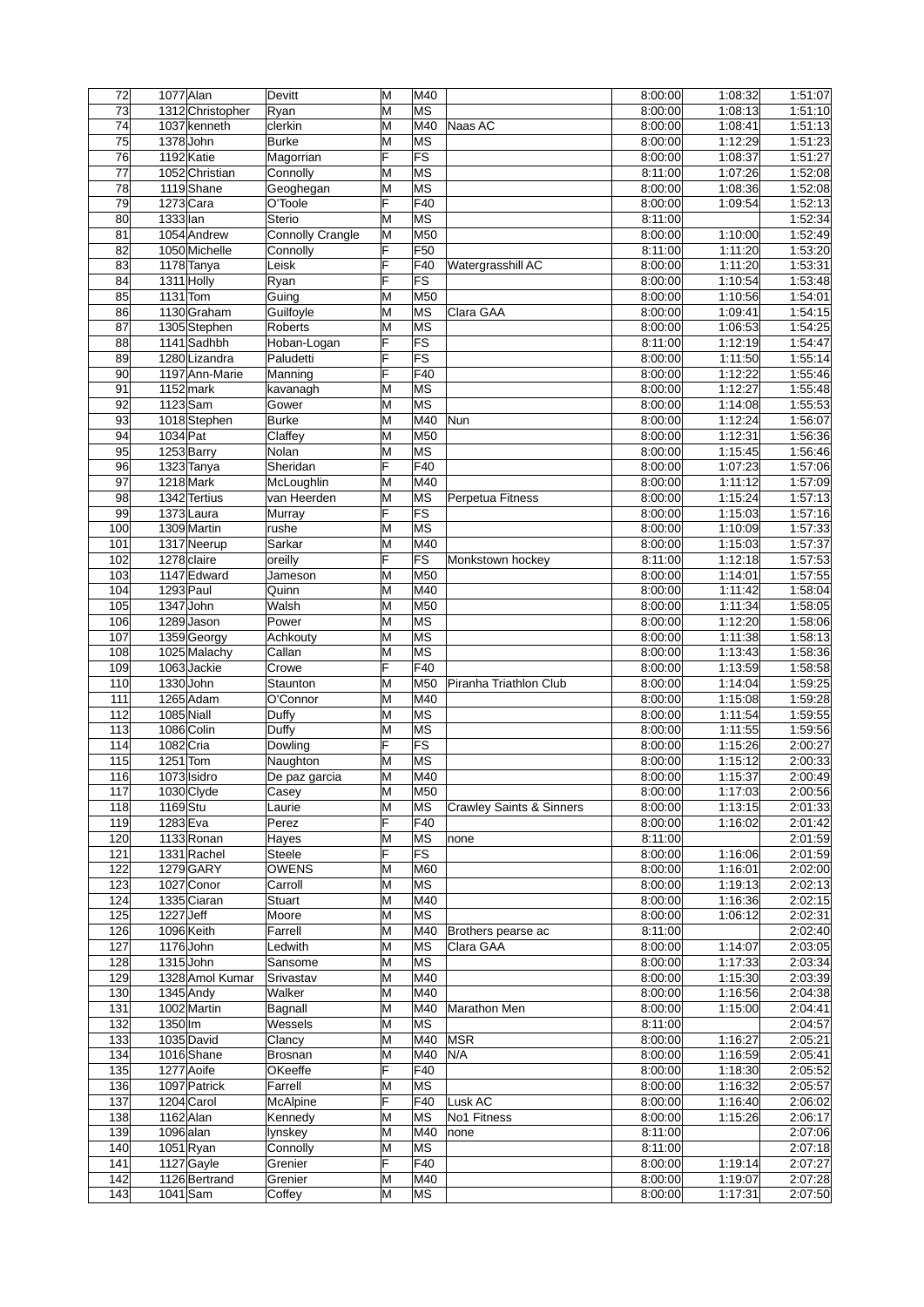| 72 | 1077 | Alan | Devitt | M | M40 | | 8:00:00 | 1:08:32 | 1:51:07 |
|---|---|---|---|---|---|---|---|---|---|
| 73 | 1312 | Christopher | Ryan | M | MS | | 8:00:00 | 1:08:13 | 1:51:10 |
| 74 | 1037 | kenneth | clerkin | M | M40 | Naas AC | 8:00:00 | 1:08:41 | 1:51:13 |
| 75 | 1378 | John | Burke | M | MS | | 8:00:00 | 1:12:29 | 1:51:23 |
| 76 | 1192 | Katie | Magorrian | F | FS | | 8:00:00 | 1:08:37 | 1:51:27 |
| 77 | 1052 | Christian | Connolly | M | MS | | 8:11:00 | 1:07:26 | 1:52:08 |
| 78 | 1119 | Shane | Geoghegan | M | MS | | 8:00:00 | 1:08:36 | 1:52:08 |
| 79 | 1273 | Cara | O'Toole | F | F40 | | 8:00:00 | 1:09:54 | 1:52:13 |
| 80 | 1333 | Ian | Sterio | M | MS | | 8:11:00 | | 1:52:34 |
| 81 | 1054 | Andrew | Connolly Crangle | M | M50 | | 8:00:00 | 1:10:00 | 1:52:49 |
| 82 | 1050 | Michelle | Connolly | F | F50 | | 8:11:00 | 1:11:20 | 1:53:20 |
| 83 | 1178 | Tanya | Leisk | F | F40 | Watergrasshill AC | 8:00:00 | 1:11:20 | 1:53:31 |
| 84 | 1311 | Holly | Ryan | F | FS | | 8:00:00 | 1:10:54 | 1:53:48 |
| 85 | 1131 | Tom | Guing | M | M50 | | 8:00:00 | 1:10:56 | 1:54:01 |
| 86 | 1130 | Graham | Guilfoyle | M | MS | Clara GAA | 8:00:00 | 1:09:41 | 1:54:15 |
| 87 | 1305 | Stephen | Roberts | M | MS | | 8:00:00 | 1:06:53 | 1:54:25 |
| 88 | 1141 | Sadhbh | Hoban-Logan | F | FS | | 8:11:00 | 1:12:19 | 1:54:47 |
| 89 | 1280 | Lizandra | Paludetti | F | FS | | 8:00:00 | 1:11:50 | 1:55:14 |
| 90 | 1197 | Ann-Marie | Manning | F | F40 | | 8:00:00 | 1:12:22 | 1:55:46 |
| 91 | 1152 | mark | kavanagh | M | MS | | 8:00:00 | 1:12:27 | 1:55:48 |
| 92 | 1123 | Sam | Gower | M | MS | | 8:00:00 | 1:14:08 | 1:55:53 |
| 93 | 1018 | Stephen | Burke | M | M40 | Nun | 8:00:00 | 1:12:24 | 1:56:07 |
| 94 | 1034 | Pat | Claffey | M | M50 | | 8:00:00 | 1:12:31 | 1:56:36 |
| 95 | 1253 | Barry | Nolan | M | MS | | 8:00:00 | 1:15:45 | 1:56:46 |
| 96 | 1323 | Tanya | Sheridan | F | F40 | | 8:00:00 | 1:07:23 | 1:57:06 |
| 97 | 1218 | Mark | McLoughlin | M | M40 | | 8:00:00 | 1:11:12 | 1:57:09 |
| 98 | 1342 | Tertius | van Heerden | M | MS | Perpetua Fitness | 8:00:00 | 1:15:24 | 1:57:13 |
| 99 | 1373 | Laura | Murray | F | FS | | 8:00:00 | 1:15:03 | 1:57:16 |
| 100 | 1309 | Martin | rushe | M | MS | | 8:00:00 | 1:10:09 | 1:57:33 |
| 101 | 1317 | Neerup | Sarkar | M | M40 | | 8:00:00 | 1:15:03 | 1:57:37 |
| 102 | 1278 | claire | oreilly | F | FS | Monkstown hockey | 8:11:00 | 1:12:18 | 1:57:53 |
| 103 | 1147 | Edward | Jameson | M | M50 | | 8:00:00 | 1:14:01 | 1:57:55 |
| 104 | 1293 | Paul | Quinn | M | M40 | | 8:00:00 | 1:11:42 | 1:58:04 |
| 105 | 1347 | John | Walsh | M | M50 | | 8:00:00 | 1:11:34 | 1:58:05 |
| 106 | 1289 | Jason | Power | M | MS | | 8:00:00 | 1:12:20 | 1:58:06 |
| 107 | 1359 | Georgy | Achkouty | M | MS | | 8:00:00 | 1:11:38 | 1:58:13 |
| 108 | 1025 | Malachy | Callan | M | MS | | 8:00:00 | 1:13:43 | 1:58:36 |
| 109 | 1063 | Jackie | Crowe | F | F40 | | 8:00:00 | 1:13:59 | 1:58:58 |
| 110 | 1330 | John | Staunton | M | M50 | Piranha Triathlon Club | 8:00:00 | 1:14:04 | 1:59:25 |
| 111 | 1265 | Adam | O'Connor | M | M40 | | 8:00:00 | 1:15:08 | 1:59:28 |
| 112 | 1085 | Niall | Duffy | M | MS | | 8:00:00 | 1:11:54 | 1:59:55 |
| 113 | 1086 | Colin | Duffy | M | MS | | 8:00:00 | 1:11:55 | 1:59:56 |
| 114 | 1082 | Cria | Dowling | F | FS | | 8:00:00 | 1:15:26 | 2:00:27 |
| 115 | 1251 | Tom | Naughton | M | MS | | 8:00:00 | 1:15:12 | 2:00:33 |
| 116 | 1073 | Isidro | De paz garcia | M | M40 | | 8:00:00 | 1:15:37 | 2:00:49 |
| 117 | 1030 | Clyde | Casey | M | M50 | | 8:00:00 | 1:17:03 | 2:00:56 |
| 118 | 1169 | Stu | Laurie | M | MS | Crawley Saints & Sinners | 8:00:00 | 1:13:15 | 2:01:33 |
| 119 | 1283 | Eva | Perez | F | F40 | | 8:00:00 | 1:16:02 | 2:01:42 |
| 120 | 1133 | Ronan | Hayes | M | MS | none | 8:11:00 | | 2:01:59 |
| 121 | 1331 | Rachel | Steele | F | FS | | 8:00:00 | 1:16:06 | 2:01:59 |
| 122 | 1279 | GARY | OWENS | M | M60 | | 8:00:00 | 1:16:01 | 2:02:00 |
| 123 | 1027 | Conor | Carroll | M | MS | | 8:00:00 | 1:19:13 | 2:02:13 |
| 124 | 1335 | Ciaran | Stuart | M | M40 | | 8:00:00 | 1:16:36 | 2:02:15 |
| 125 | 1227 | Jeff | Moore | M | MS | | 8:00:00 | 1:06:12 | 2:02:31 |
| 126 | 1096 | Keith | Farrell | M | M40 | Brothers pearse ac | 8:11:00 | | 2:02:40 |
| 127 | 1176 | John | Ledwith | M | MS | Clara GAA | 8:00:00 | 1:14:07 | 2:03:05 |
| 128 | 1315 | John | Sansome | M | MS | | 8:00:00 | 1:17:33 | 2:03:34 |
| 129 | 1328 | Amol Kumar | Srivastav | M | M40 | | 8:00:00 | 1:15:30 | 2:03:39 |
| 130 | 1345 | Andy | Walker | M | M40 | | 8:00:00 | 1:16:56 | 2:04:38 |
| 131 | 1002 | Martin | Bagnall | M | M40 | Marathon Men | 8:00:00 | 1:15:00 | 2:04:41 |
| 132 | 1350 | Im | Wessels | M | MS | | 8:11:00 | | 2:04:57 |
| 133 | 1035 | David | Clancy | M | M40 | MSR | 8:00:00 | 1:16:27 | 2:05:21 |
| 134 | 1016 | Shane | Brosnan | M | M40 | N/A | 8:00:00 | 1:16:59 | 2:05:41 |
| 135 | 1277 | Aoife | OKeeffe | F | F40 | | 8:00:00 | 1:18:30 | 2:05:52 |
| 136 | 1097 | Patrick | Farrell | M | MS | | 8:00:00 | 1:16:32 | 2:05:57 |
| 137 | 1204 | Carol | McAlpine | F | F40 | Lusk AC | 8:00:00 | 1:16:40 | 2:06:02 |
| 138 | 1162 | Alan | Kennedy | M | MS | No1 Fitness | 8:00:00 | 1:15:26 | 2:06:17 |
| 139 | 1096 | alan | lynskey | M | M40 | none | 8:11:00 | | 2:07:06 |
| 140 | 1051 | Ryan | Connolly | M | MS | | 8:11:00 | | 2:07:18 |
| 141 | 1127 | Gayle | Grenier | F | F40 | | 8:00:00 | 1:19:14 | 2:07:27 |
| 142 | 1126 | Bertrand | Grenier | M | M40 | | 8:00:00 | 1:19:07 | 2:07:28 |
| 143 | 1041 | Sam | Coffey | M | MS | | 8:00:00 | 1:17:31 | 2:07:50 |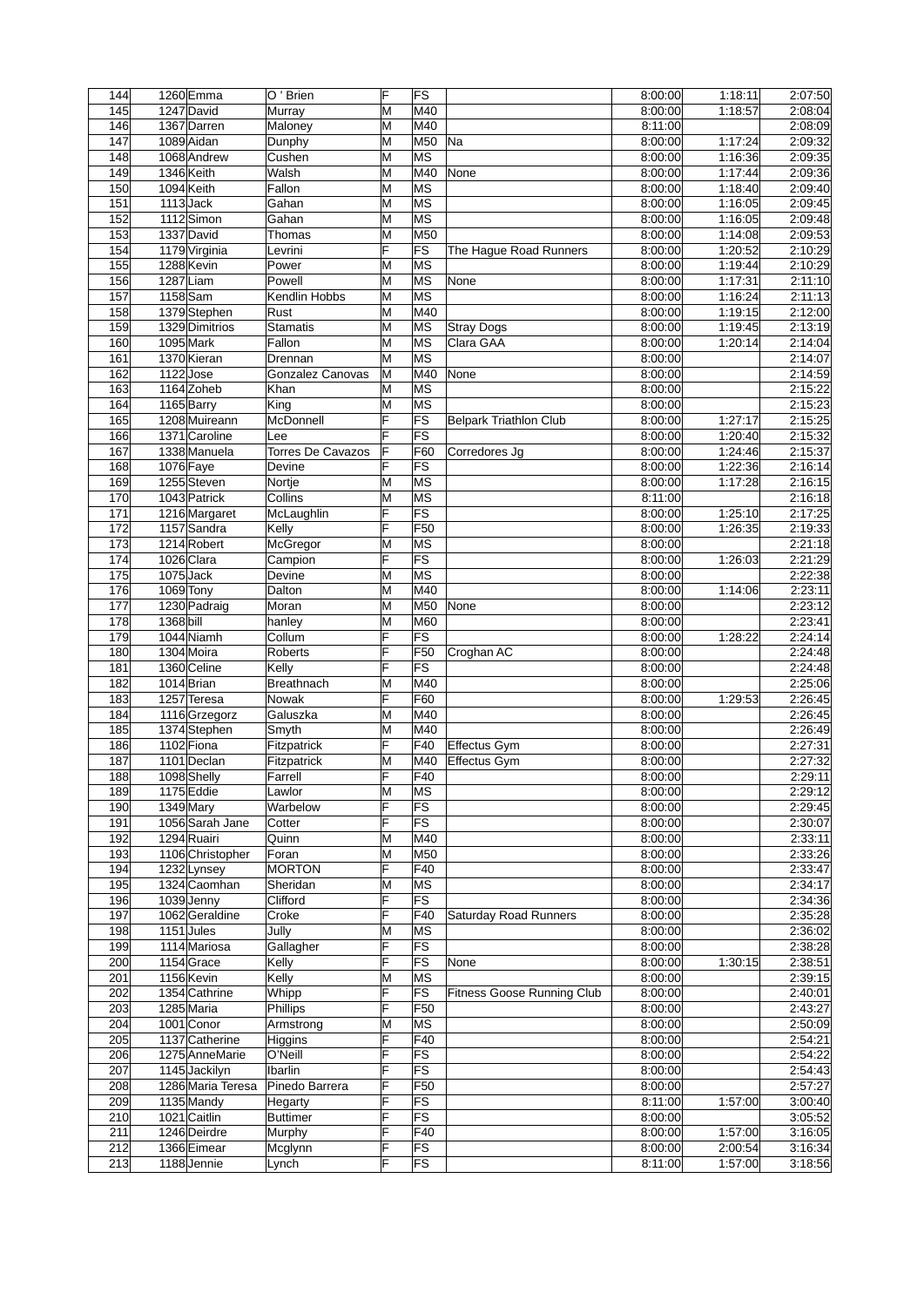| | | | | | | | | | |
|---|---|---|---|---|---|---|---|---|---|
| 144 | 1260 | Emma | O ' Brien | F | FS | | 8:00:00 | 1:18:11 | 2:07:50 |
| 145 | 1247 | David | Murray | M | M40 | | 8:00:00 | 1:18:57 | 2:08:04 |
| 146 | 1367 | Darren | Maloney | M | M40 | | 8:11:00 | | 2:08:09 |
| 147 | 1089 | Aidan | Dunphy | M | M50 | Na | 8:00:00 | 1:17:24 | 2:09:32 |
| 148 | 1068 | Andrew | Cushen | M | MS | | 8:00:00 | 1:16:36 | 2:09:35 |
| 149 | 1346 | Keith | Walsh | M | M40 | None | 8:00:00 | 1:17:44 | 2:09:36 |
| 150 | 1094 | Keith | Fallon | M | MS | | 8:00:00 | 1:18:40 | 2:09:40 |
| 151 | 1113 | Jack | Gahan | M | MS | | 8:00:00 | 1:16:05 | 2:09:45 |
| 152 | 1112 | Simon | Gahan | M | MS | | 8:00:00 | 1:16:05 | 2:09:48 |
| 153 | 1337 | David | Thomas | M | M50 | | 8:00:00 | 1:14:08 | 2:09:53 |
| 154 | 1179 | Virginia | Levrini | F | FS | The Hague Road Runners | 8:00:00 | 1:20:52 | 2:10:29 |
| 155 | 1288 | Kevin | Power | M | MS | | 8:00:00 | 1:19:44 | 2:10:29 |
| 156 | 1287 | Liam | Powell | M | MS | None | 8:00:00 | 1:17:31 | 2:11:10 |
| 157 | 1158 | Sam | Kendlin Hobbs | M | MS | | 8:00:00 | 1:16:24 | 2:11:13 |
| 158 | 1379 | Stephen | Rust | M | M40 | | 8:00:00 | 1:19:15 | 2:12:00 |
| 159 | 1329 | Dimitrios | Stamatis | M | MS | Stray Dogs | 8:00:00 | 1:19:45 | 2:13:19 |
| 160 | 1095 | Mark | Fallon | M | MS | Clara GAA | 8:00:00 | 1:20:14 | 2:14:04 |
| 161 | 1370 | Kieran | Drennan | M | MS | | 8:00:00 | | 2:14:07 |
| 162 | 1122 | Jose | Gonzalez Canovas | M | M40 | None | 8:00:00 | | 2:14:59 |
| 163 | 1164 | Zoheb | Khan | M | MS | | 8:00:00 | | 2:15:22 |
| 164 | 1165 | Barry | King | M | MS | | 8:00:00 | | 2:15:23 |
| 165 | 1208 | Muireann | McDonnell | F | FS | Belpark Triathlon Club | 8:00:00 | 1:27:17 | 2:15:25 |
| 166 | 1371 | Caroline | Lee | F | FS | | 8:00:00 | 1:20:40 | 2:15:32 |
| 167 | 1338 | Manuela | Torres De Cavazos | F | F60 | Corredores Jg | 8:00:00 | 1:24:46 | 2:15:37 |
| 168 | 1076 | Faye | Devine | F | FS | | 8:00:00 | 1:22:36 | 2:16:14 |
| 169 | 1255 | Steven | Nortje | M | MS | | 8:00:00 | 1:17:28 | 2:16:15 |
| 170 | 1043 | Patrick | Collins | M | MS | | 8:11:00 | | 2:16:18 |
| 171 | 1216 | Margaret | McLaughlin | F | FS | | 8:00:00 | 1:25:10 | 2:17:25 |
| 172 | 1157 | Sandra | Kelly | F | F50 | | 8:00:00 | 1:26:35 | 2:19:33 |
| 173 | 1214 | Robert | McGregor | M | MS | | 8:00:00 | | 2:21:18 |
| 174 | 1026 | Clara | Campion | F | FS | | 8:00:00 | 1:26:03 | 2:21:29 |
| 175 | 1075 | Jack | Devine | M | MS | | 8:00:00 | | 2:22:38 |
| 176 | 1069 | Tony | Dalton | M | M40 | | 8:00:00 | 1:14:06 | 2:23:11 |
| 177 | 1230 | Padraig | Moran | M | M50 | None | 8:00:00 | | 2:23:12 |
| 178 | 1368 | bill | hanley | M | M60 | | 8:00:00 | | 2:23:41 |
| 179 | 1044 | Niamh | Collum | F | FS | | 8:00:00 | 1:28:22 | 2:24:14 |
| 180 | 1304 | Moira | Roberts | F | F50 | Croghan AC | 8:00:00 | | 2:24:48 |
| 181 | 1360 | Celine | Kelly | F | FS | | 8:00:00 | | 2:24:48 |
| 182 | 1014 | Brian | Breathnach | M | M40 | | 8:00:00 | | 2:25:06 |
| 183 | 1257 | Teresa | Nowak | F | F60 | | 8:00:00 | 1:29:53 | 2:26:45 |
| 184 | 1116 | Grzegorz | Galuszka | M | M40 | | 8:00:00 | | 2:26:45 |
| 185 | 1374 | Stephen | Smyth | M | M40 | | 8:00:00 | | 2:26:49 |
| 186 | 1102 | Fiona | Fitzpatrick | F | F40 | Effectus Gym | 8:00:00 | | 2:27:31 |
| 187 | 1101 | Declan | Fitzpatrick | M | M40 | Effectus Gym | 8:00:00 | | 2:27:32 |
| 188 | 1098 | Shelly | Farrell | F | F40 | | 8:00:00 | | 2:29:11 |
| 189 | 1175 | Eddie | Lawlor | M | MS | | 8:00:00 | | 2:29:12 |
| 190 | 1349 | Mary | Warbelow | F | FS | | 8:00:00 | | 2:29:45 |
| 191 | 1056 | Sarah Jane | Cotter | F | FS | | 8:00:00 | | 2:30:07 |
| 192 | 1294 | Ruairi | Quinn | M | M40 | | 8:00:00 | | 2:33:11 |
| 193 | 1106 | Christopher | Foran | M | M50 | | 8:00:00 | | 2:33:26 |
| 194 | 1232 | Lynsey | MORTON | F | F40 | | 8:00:00 | | 2:33:47 |
| 195 | 1324 | Caomhan | Sheridan | M | MS | | 8:00:00 | | 2:34:17 |
| 196 | 1039 | Jenny | Clifford | F | FS | | 8:00:00 | | 2:34:36 |
| 197 | 1062 | Geraldine | Croke | F | F40 | Saturday Road Runners | 8:00:00 | | 2:35:28 |
| 198 | 1151 | Jules | Jully | M | MS | | 8:00:00 | | 2:36:02 |
| 199 | 1114 | Mariosa | Gallagher | F | FS | | 8:00:00 | | 2:38:28 |
| 200 | 1154 | Grace | Kelly | F | FS | None | 8:00:00 | 1:30:15 | 2:38:51 |
| 201 | 1156 | Kevin | Kelly | M | MS | | 8:00:00 | | 2:39:15 |
| 202 | 1354 | Cathrine | Whipp | F | FS | Fitness Goose Running Club | 8:00:00 | | 2:40:01 |
| 203 | 1285 | Maria | Phillips | F | F50 | | 8:00:00 | | 2:43:27 |
| 204 | 1001 | Conor | Armstrong | M | MS | | 8:00:00 | | 2:50:09 |
| 205 | 1137 | Catherine | Higgins | F | F40 | | 8:00:00 | | 2:54:21 |
| 206 | 1275 | AnneMarie | O'Neill | F | FS | | 8:00:00 | | 2:54:22 |
| 207 | 1145 | Jackilyn | Ibarlin | F | FS | | 8:00:00 | | 2:54:43 |
| 208 | 1286 | Maria Teresa | Pinedo Barrera | F | F50 | | 8:00:00 | | 2:57:27 |
| 209 | 1135 | Mandy | Hegarty | F | FS | | 8:11:00 | 1:57:00 | 3:00:40 |
| 210 | 1021 | Caitlin | Buttimer | F | FS | | 8:00:00 | | 3:05:52 |
| 211 | 1246 | Deirdre | Murphy | F | F40 | | 8:00:00 | 1:57:00 | 3:16:05 |
| 212 | 1366 | Eimear | Mcglynn | F | FS | | 8:00:00 | 2:00:54 | 3:16:34 |
| 213 | 1188 | Jennie | Lynch | F | FS | | 8:11:00 | 1:57:00 | 3:18:56 |